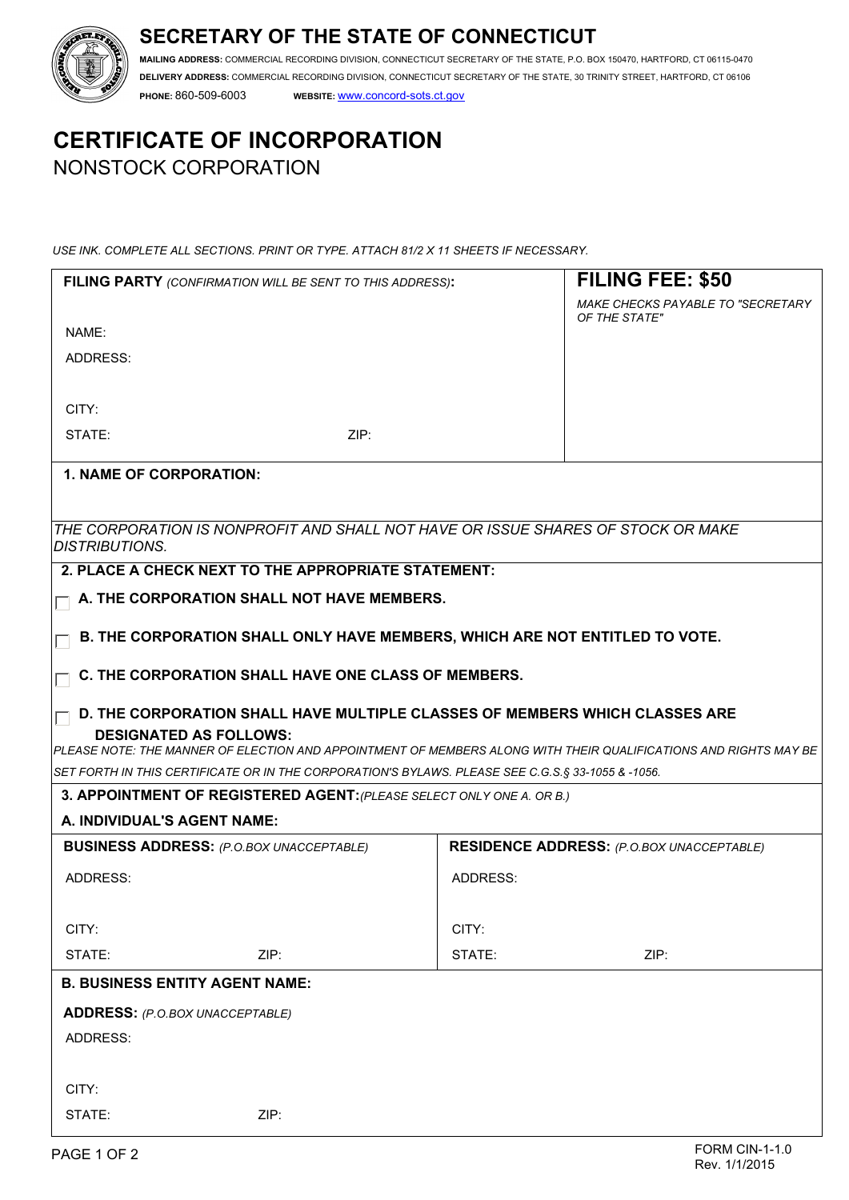# SECRETARY OF THE STATE OF CONNECTICUT

**MAILING ADDRESS:** COMMERCIAL RECORDING DIVISION, CONNECTICUT SECRETARY OF THE STATE, P.O. BOX 150470, HARTFORD, CT 06115-0470

**DELIVERY ADDRESS:** COMMERCIAL RECORDING DIVISION, CONNECTICUT SECRETARY OF THE STATE, 30 TRINITY STREET, HARTFORD, CT 06106

**PHONE:** 860-509-6003 **WEBSITE:** www.concord-sots.ct.gov

# CERTIFICATE OF INCORPORATION

## NONSTOCK CORPORATION

*USE INK. COMPLETE ALL SECTIONS. PRINT OR TYPE. ATTACH 81/2 X 11 SHEETS IF NECESSARY.*

| **FILING PARTY** *(CONFIRMATION WILL BE SENT TO THIS ADDRESS)*: | **FILING FEE: $50** |
|---|---|
| NAME: | *MAKE CHECKS PAYABLE TO "SECRETARY OF THE STATE"* |
| ADDRESS: | |
| CITY: | |
| STATE: ZIP: | |

**1. NAME OF CORPORATION:**

*THE CORPORATION IS NONPROFIT AND SHALL NOT HAVE OR ISSUE SHARES OF STOCK OR MAKE DISTRIBUTIONS.*

**2. PLACE A CHECK NEXT TO THE APPROPRIATE STATEMENT:**

- ☐ **A. THE CORPORATION SHALL NOT HAVE MEMBERS.**
- ☐ **B. THE CORPORATION SHALL ONLY HAVE MEMBERS, WHICH ARE NOT ENTITLED TO VOTE.**
- ☐ **C. THE CORPORATION SHALL HAVE ONE CLASS OF MEMBERS.**
- ☐ **D. THE CORPORATION SHALL HAVE MULTIPLE CLASSES OF MEMBERS WHICH CLASSES ARE DESIGNATED AS FOLLOWS:**

*PLEASE NOTE: THE MANNER OF ELECTION AND APPOINTMENT OF MEMBERS ALONG WITH THEIR QUALIFICATIONS AND RIGHTS MAY BE SET FORTH IN THIS CERTIFICATE OR IN THE CORPORATION'S BYLAWS. PLEASE SEE C.G.S.§ 33-1055 & -1056.*

**3. APPOINTMENT OF REGISTERED AGENT:** *(PLEASE SELECT ONLY ONE A. OR B.)*

**A. INDIVIDUAL'S AGENT NAME:**

| **BUSINESS ADDRESS:** *(P.O.BOX UNACCEPTABLE)* | **RESIDENCE ADDRESS:** *(P.O.BOX UNACCEPTABLE)* |
|---|---|
| ADDRESS: | ADDRESS: |
| CITY: | CITY: |
| STATE: ZIP: | STATE: ZIP: |

**B. BUSINESS ENTITY AGENT NAME:**

**ADDRESS:** *(P.O.BOX UNACCEPTABLE)*

ADDRESS:

CITY:

STATE: ZIP:

FORM CIN-1-1.0
Rev. 1/1/2015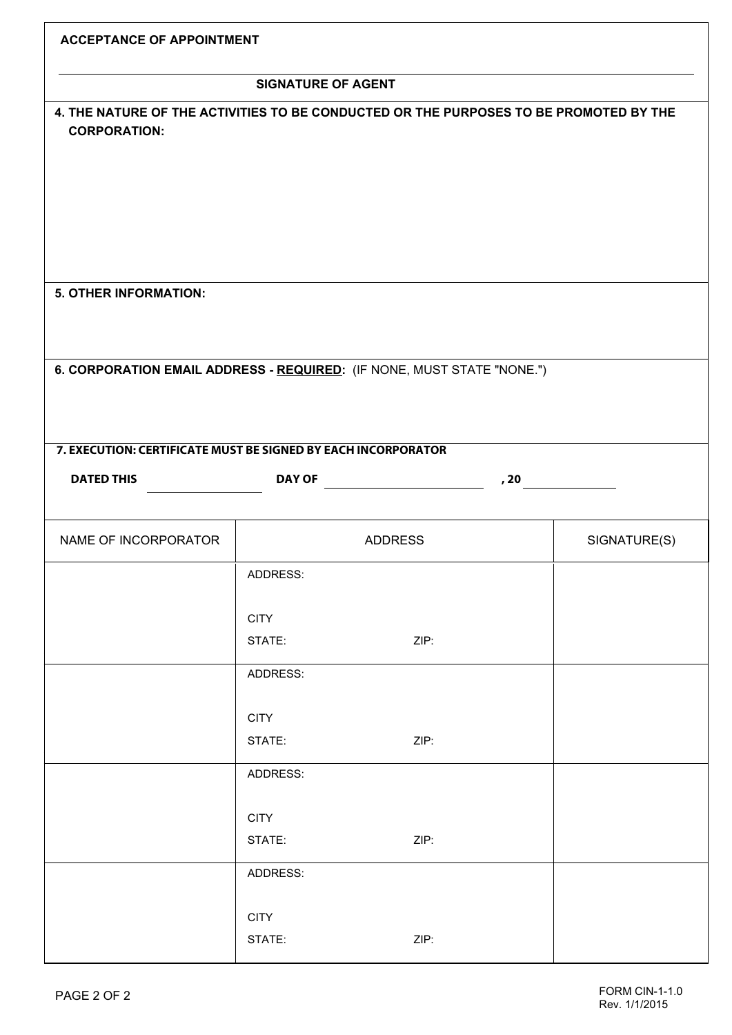**ACCEPTANCE OF APPOINTMENT**

_______________________________________________

**SIGNATURE OF AGENT**

**4. THE NATURE OF THE ACTIVITIES TO BE CONDUCTED OR THE PURPOSES TO BE PROMOTED BY THE CORPORATION:**

**5. OTHER INFORMATION:**

**6. CORPORATION EMAIL ADDRESS - REQUIRED:** (IF NONE, MUST STATE "NONE.")

**7. EXECUTION: CERTIFICATE MUST BE SIGNED BY EACH INCORPORATOR**

**DATED THIS** __________ **DAY OF** ____________________ **, 20** __________

| NAME OF INCORPORATOR | ADDRESS | SIGNATURE(S) |
| --- | --- | --- |
| | ADDRESS:<br><br>CITY<br>STATE: ZIP: | |
| | ADDRESS:<br><br>CITY<br>STATE: ZIP: | |
| | ADDRESS:<br><br>CITY<br>STATE: ZIP: | |
| | ADDRESS:<br><br>CITY<br>STATE: ZIP: | |

FORM CIN-1-1.0
Rev. 1/1/2015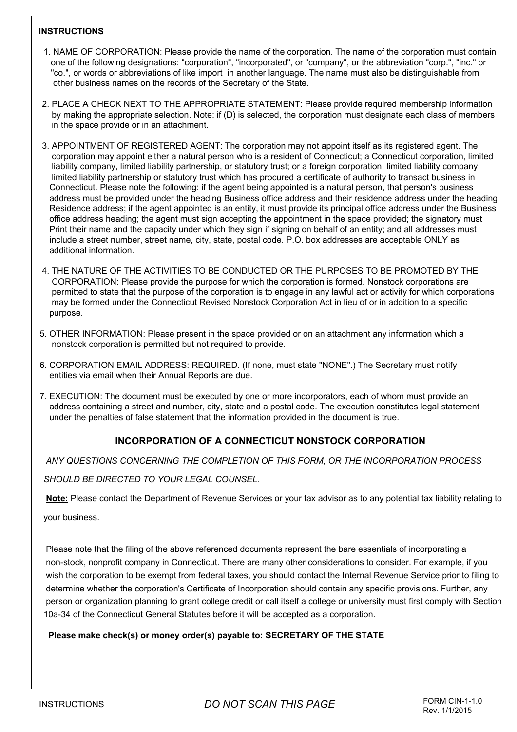**INSTRUCTIONS**

1. NAME OF CORPORATION: Please provide the name of the corporation. The name of the corporation must contain one of the following designations: "corporation", "incorporated", or "company", or the abbreviation "corp.", "inc." or "co.", or words or abbreviations of like import in another language. The name must also be distinguishable from other business names on the records of the Secretary of the State.

2. PLACE A CHECK NEXT TO THE APPROPRIATE STATEMENT: Please provide required membership information by making the appropriate selection. Note: if (D) is selected, the corporation must designate each class of members in the space provide or in an attachment.

3. APPOINTMENT OF REGISTERED AGENT: The corporation may not appoint itself as its registered agent. The corporation may appoint either a natural person who is a resident of Connecticut; a Connecticut corporation, limited liability company, limited liability partnership, or statutory trust; or a foreign corporation, limited liability company, limited liability partnership or statutory trust which has procured a certificate of authority to transact business in Connecticut. Please note the following: if the agent being appointed is a natural person, that person's business address must be provided under the heading Business office address and their residence address under the heading Residence address; if the agent appointed is an entity, it must provide its principal office address under the Business office address heading; the agent must sign accepting the appointment in the space provided; the signatory must Print their name and the capacity under which they sign if signing on behalf of an entity; and all addresses must include a street number, street name, city, state, postal code. P.O. box addresses are acceptable ONLY as additional information.

4. THE NATURE OF THE ACTIVITIES TO BE CONDUCTED OR THE PURPOSES TO BE PROMOTED BY THE CORPORATION: Please provide the purpose for which the corporation is formed. Nonstock corporations are permitted to state that the purpose of the corporation is to engage in any lawful act or activity for which corporations may be formed under the Connecticut Revised Nonstock Corporation Act in lieu of or in addition to a specific purpose.

5. OTHER INFORMATION: Please present in the space provided or on an attachment any information which a nonstock corporation is permitted but not required to provide.

6. CORPORATION EMAIL ADDRESS: REQUIRED. (If none, must state "NONE".) The Secretary must notify entities via email when their Annual Reports are due.

7. EXECUTION: The document must be executed by one or more incorporators, each of whom must provide an address containing a street and number, city, state and a postal code. The execution constitutes legal statement under the penalties of false statement that the information provided in the document is true.

## INCORPORATION OF A CONNECTICUT NONSTOCK CORPORATION

*ANY QUESTIONS CONCERNING THE COMPLETION OF THIS FORM, OR THE INCORPORATION PROCESS SHOULD BE DIRECTED TO YOUR LEGAL COUNSEL.*

**Note:** Please contact the Department of Revenue Services or your tax advisor as to any potential tax liability relating to your business.

Please note that the filing of the above referenced documents represent the bare essentials of incorporating a non-stock, nonprofit company in Connecticut. There are many other considerations to consider. For example, if you wish the corporation to be exempt from federal taxes, you should contact the Internal Revenue Service prior to filing to determine whether the corporation's Certificate of Incorporation should contain any specific provisions. Further, any person or organization planning to grant college credit or call itself a college or university must first comply with Section 10a-34 of the Connecticut General Statutes before it will be accepted as a corporation.

**Please make check(s) or money order(s) payable to: SECRETARY OF THE STATE**

INSTRUCTIONS

*DO NOT SCAN THIS PAGE*

FORM CIN-1-1.0
Rev. 1/1/2015